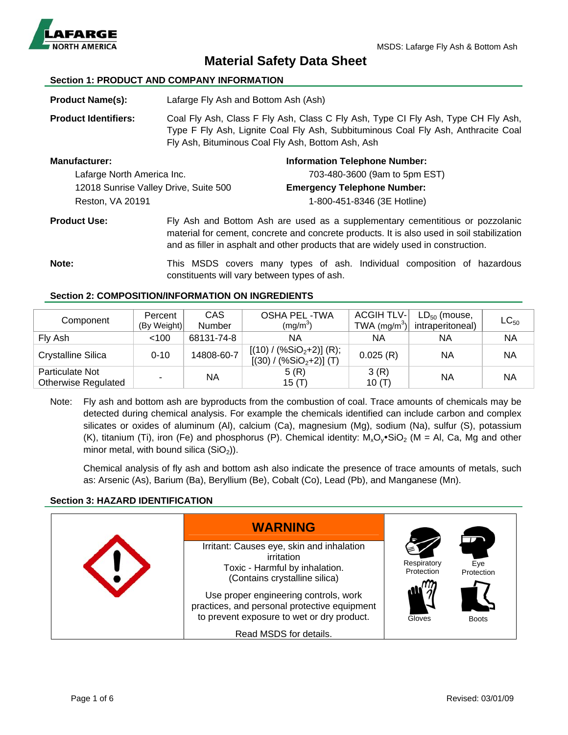# Material Safety Data Sheet

## Section 1: PRODUCT AND COMPANY INFORMATION

**Product Name(s):** Lafarge Fly Ash and Bottom Ash (Ash)

**Product Identifiers:** Coal Fly Ash, Class F Fly Ash, Class C Fly Ash, Type CI Fly Ash, Type CH Fly Ash, Type F Fly Ash, Lignite Coal Fly Ash, Subbituminous Coal Fly Ash, Anthracite Coal Fly Ash, Bituminous Coal Fly Ash, Bottom Ash, Ash

**Manufacturer:**
Lafarge North America Inc.
12018 Sunrise Valley Drive, Suite 500
Reston, VA 20191

**Information Telephone Number:**
703-480-3600 (9am to 5pm EST)

**Emergency Telephone Number:**
1-800-451-8346 (3E Hotline)

**Product Use:** Fly Ash and Bottom Ash are used as a supplementary cementitious or pozzolanic material for cement, concrete and concrete products. It is also used in soil stabilization and as filler in asphalt and other products that are widely used in construction.

**Note:** This MSDS covers many types of ash. Individual composition of hazardous constituents will vary between types of ash.

## Section 2: COMPOSITION/INFORMATION ON INGREDIENTS

| Component | Percent (By Weight) | CAS Number | OSHA PEL -TWA ($mg/m^3$) | ACGIH TLV-TWA ($mg/m^3$) | $LD_{50}$ (mouse, intraperitoneal) | $LC_{50}$ |
|---|---|---|---|---|---|---|
| Fly Ash | <100 | 68131-74-8 | NA | NA | NA | NA |
| Crystalline Silica | 0-10 | 14808-60-7 | [(10) / (%$SiO_2$+2)] (R); [(30) / (%$SiO_2$+2)] (T) | 0.025 (R) | NA | NA |
| Particulate Not Otherwise Regulated | - | NA | 5 (R) 15 (T) | 3 (R) 10 (T) | NA | NA |

Note: Fly ash and bottom ash are byproducts from the combustion of coal. Trace amounts of chemicals may be detected during chemical analysis. For example the chemicals identified can include carbon and complex silicates or oxides of aluminum (Al), calcium (Ca), magnesium (Mg), sodium (Na), sulfur (S), potassium (K), titanium (Ti), iron (Fe) and phosphorus (P). Chemical identity: $M_xO_y \bullet SiO_2$ (M = Al, Ca, Mg and other minor metal, with bound silica ($SiO_2$)).

Chemical analysis of fly ash and bottom ash also indicate the presence of trace amounts of metals, such as: Arsenic (As), Barium (Ba), Beryllium (Be), Cobalt (Co), Lead (Pb), and Manganese (Mn).

## Section 3: HAZARD IDENTIFICATION

**WARNING**

Irritant: Causes eye, skin and inhalation irritation
Toxic - Harmful by inhalation.
(Contains crystalline silica)

Use proper engineering controls, work practices, and personal protective equipment to prevent exposure to wet or dry product.

Read MSDS for details.

Respiratory Protection | Eye Protection | Gloves | Boots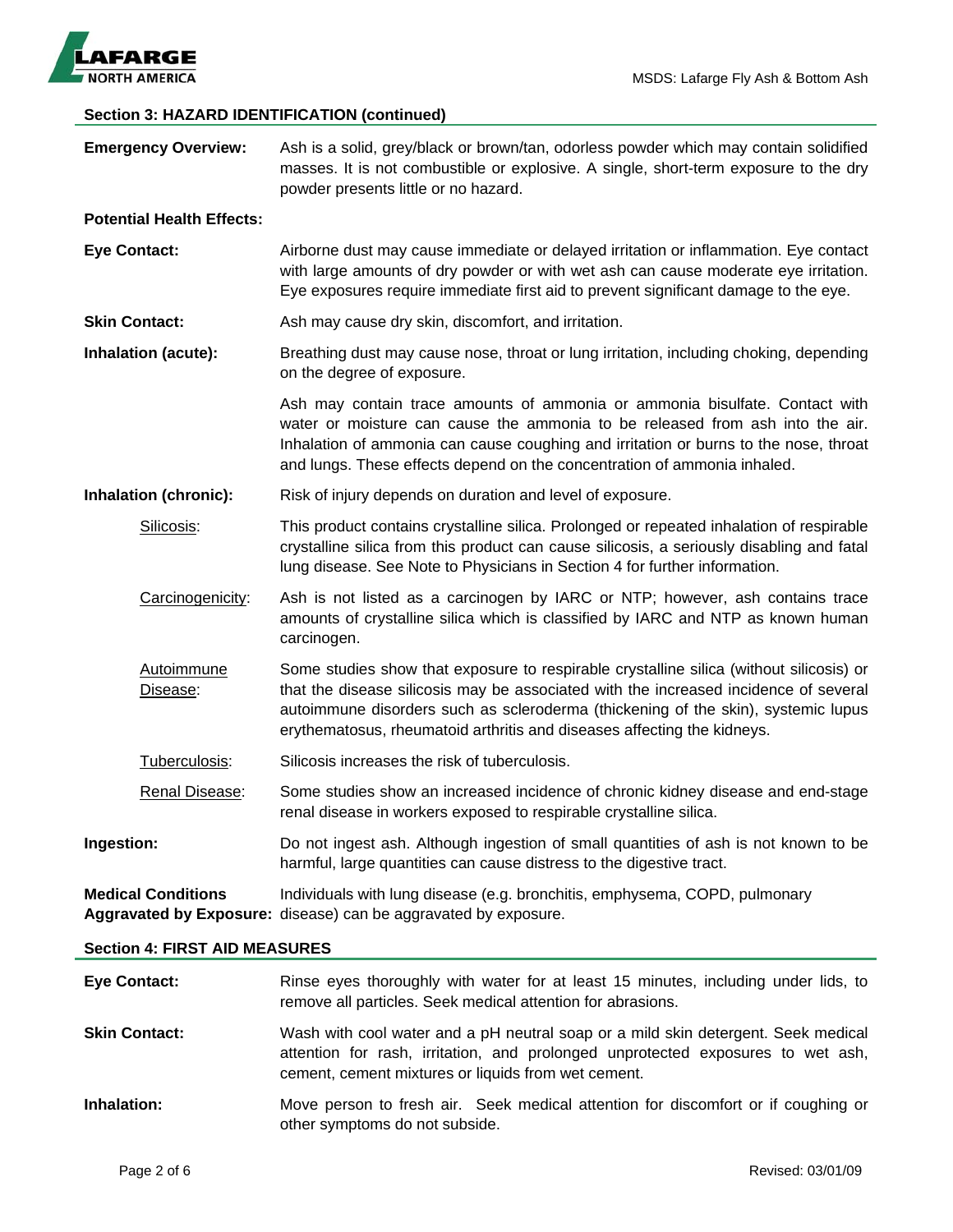## Section 3: HAZARD IDENTIFICATION (continued)

**Emergency Overview:** Ash is a solid, grey/black or brown/tan, odorless powder which may contain solidified masses. It is not combustible or explosive. A single, short-term exposure to the dry powder presents little or no hazard.

**Potential Health Effects:**

**Eye Contact:** Airborne dust may cause immediate or delayed irritation or inflammation. Eye contact with large amounts of dry powder or with wet ash can cause moderate eye irritation. Eye exposures require immediate first aid to prevent significant damage to the eye.

**Skin Contact:** Ash may cause dry skin, discomfort, and irritation.

**Inhalation (acute):** Breathing dust may cause nose, throat or lung irritation, including choking, depending on the degree of exposure.

Ash may contain trace amounts of ammonia or ammonia bisulfate. Contact with water or moisture can cause the ammonia to be released from ash into the air. Inhalation of ammonia can cause coughing and irritation or burns to the nose, throat and lungs. These effects depend on the concentration of ammonia inhaled.

**Inhalation (chronic):** Risk of injury depends on duration and level of exposure.

Silicosis: This product contains crystalline silica. Prolonged or repeated inhalation of respirable crystalline silica from this product can cause silicosis, a seriously disabling and fatal lung disease. See Note to Physicians in Section 4 for further information.

Carcinogenicity: Ash is not listed as a carcinogen by IARC or NTP; however, ash contains trace amounts of crystalline silica which is classified by IARC and NTP as known human carcinogen.

Autoimmune Disease: Some studies show that exposure to respirable crystalline silica (without silicosis) or that the disease silicosis may be associated with the increased incidence of several autoimmune disorders such as scleroderma (thickening of the skin), systemic lupus erythematosus, rheumatoid arthritis and diseases affecting the kidneys.

Tuberculosis: Silicosis increases the risk of tuberculosis.

Renal Disease: Some studies show an increased incidence of chronic kidney disease and end-stage renal disease in workers exposed to respirable crystalline silica.

**Ingestion:** Do not ingest ash. Although ingestion of small quantities of ash is not known to be harmful, large quantities can cause distress to the digestive tract.

**Medical Conditions Aggravated by Exposure:** Individuals with lung disease (e.g. bronchitis, emphysema, COPD, pulmonary disease) can be aggravated by exposure.

## Section 4: FIRST AID MEASURES

**Eye Contact:** Rinse eyes thoroughly with water for at least 15 minutes, including under lids, to remove all particles. Seek medical attention for abrasions.

**Skin Contact:** Wash with cool water and a pH neutral soap or a mild skin detergent. Seek medical attention for rash, irritation, and prolonged unprotected exposures to wet ash, cement, cement mixtures or liquids from wet cement.

**Inhalation:** Move person to fresh air. Seek medical attention for discomfort or if coughing or other symptoms do not subside.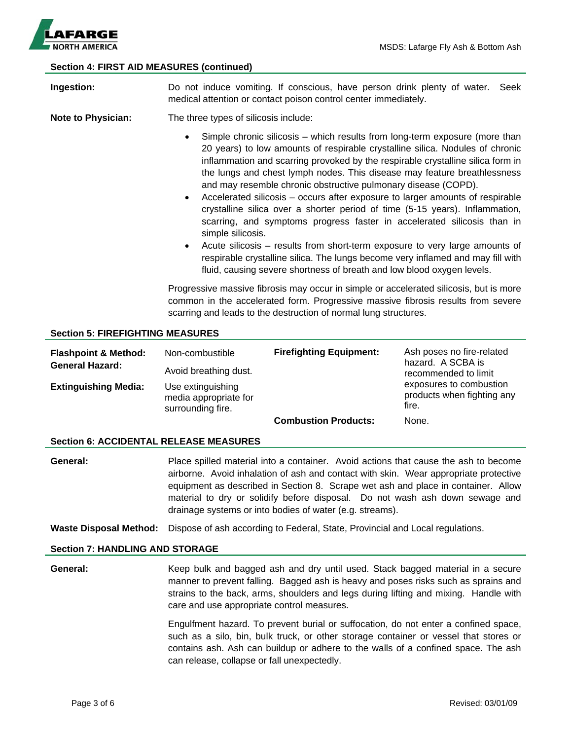## Section 4: FIRST AID MEASURES (continued)

**Ingestion:** Do not induce vomiting. If conscious, have person drink plenty of water. Seek medical attention or contact poison control center immediately.

**Note to Physician:** The three types of silicosis include:

- Simple chronic silicosis – which results from long-term exposure (more than 20 years) to low amounts of respirable crystalline silica. Nodules of chronic inflammation and scarring provoked by the respirable crystalline silica form in the lungs and chest lymph nodes. This disease may feature breathlessness and may resemble chronic obstructive pulmonary disease (COPD).
- Accelerated silicosis – occurs after exposure to larger amounts of respirable crystalline silica over a shorter period of time (5-15 years). Inflammation, scarring, and symptoms progress faster in accelerated silicosis than in simple silicosis.
- Acute silicosis – results from short-term exposure to very large amounts of respirable crystalline silica. The lungs become very inflamed and may fill with fluid, causing severe shortness of breath and low blood oxygen levels.

Progressive massive fibrosis may occur in simple or accelerated silicosis, but is more common in the accelerated form. Progressive massive fibrosis results from severe scarring and leads to the destruction of normal lung structures.

## Section 5: FIREFIGHTING MEASURES

| | | | |
|---|---|---|---|
| **Flashpoint & Method:** | Non-combustible | **Firefighting Equipment:** | Ash poses no fire-related hazard. A SCBA is recommended to limit exposures to combustion products when fighting any fire. |
| **General Hazard:** | Avoid breathing dust. | | |
| **Extinguishing Media:** | Use extinguishing media appropriate for surrounding fire. | | |
| | | **Combustion Products:** | None. |

## Section 6: ACCIDENTAL RELEASE MEASURES

**General:** Place spilled material into a container. Avoid actions that cause the ash to become airborne. Avoid inhalation of ash and contact with skin. Wear appropriate protective equipment as described in Section 8. Scrape wet ash and place in container. Allow material to dry or solidify before disposal. Do not wash ash down sewage and drainage systems or into bodies of water (e.g. streams).

**Waste Disposal Method:** Dispose of ash according to Federal, State, Provincial and Local regulations.

## Section 7: HANDLING AND STORAGE

**General:** Keep bulk and bagged ash and dry until used. Stack bagged material in a secure manner to prevent falling. Bagged ash is heavy and poses risks such as sprains and strains to the back, arms, shoulders and legs during lifting and mixing. Handle with care and use appropriate control measures.

Engulfment hazard. To prevent burial or suffocation, do not enter a confined space, such as a silo, bin, bulk truck, or other storage container or vessel that stores or contains ash. Ash can buildup or adhere to the walls of a confined space. The ash can release, collapse or fall unexpectedly.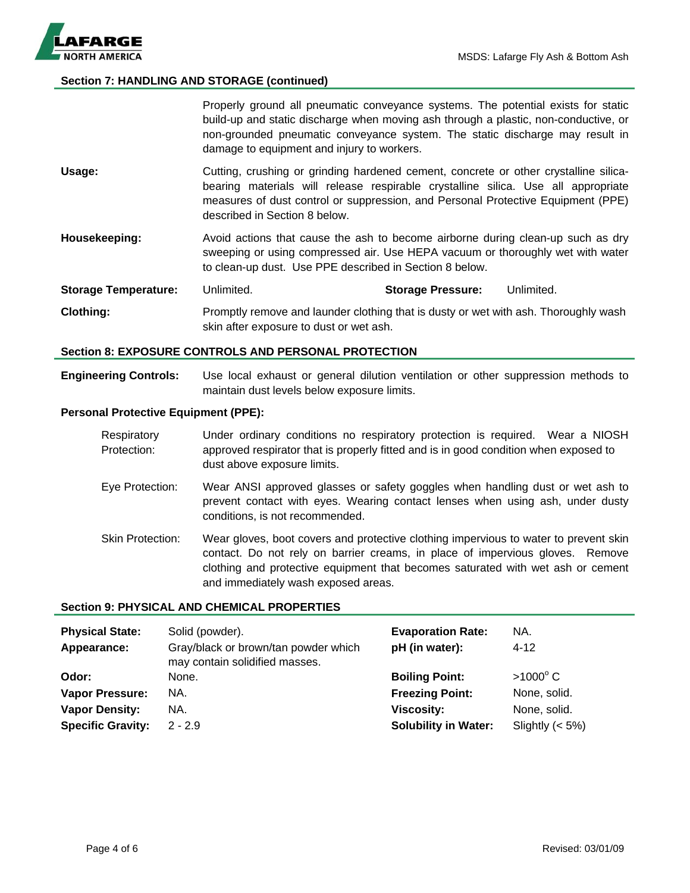## Section 7: HANDLING AND STORAGE (continued)

Properly ground all pneumatic conveyance systems. The potential exists for static build-up and static discharge when moving ash through a plastic, non-conductive, or non-grounded pneumatic conveyance system. The static discharge may result in damage to equipment and injury to workers.

**Usage:** Cutting, crushing or grinding hardened cement, concrete or other crystalline silica-bearing materials will release respirable crystalline silica. Use all appropriate measures of dust control or suppression, and Personal Protective Equipment (PPE) described in Section 8 below.

**Housekeeping:** Avoid actions that cause the ash to become airborne during clean-up such as dry sweeping or using compressed air. Use HEPA vacuum or thoroughly wet with water to clean-up dust. Use PPE described in Section 8 below.

**Storage Temperature:** Unlimited. **Storage Pressure:** Unlimited.

**Clothing:** Promptly remove and launder clothing that is dusty or wet with ash. Thoroughly wash skin after exposure to dust or wet ash.

## Section 8: EXPOSURE CONTROLS AND PERSONAL PROTECTION

**Engineering Controls:** Use local exhaust or general dilution ventilation or other suppression methods to maintain dust levels below exposure limits.

**Personal Protective Equipment (PPE):**

Respiratory Protection: Under ordinary conditions no respiratory protection is required. Wear a NIOSH approved respirator that is properly fitted and is in good condition when exposed to dust above exposure limits.

Eye Protection: Wear ANSI approved glasses or safety goggles when handling dust or wet ash to prevent contact with eyes. Wearing contact lenses when using ash, under dusty conditions, is not recommended.

Skin Protection: Wear gloves, boot covers and protective clothing impervious to water to prevent skin contact. Do not rely on barrier creams, in place of impervious gloves. Remove clothing and protective equipment that becomes saturated with wet ash or cement and immediately wash exposed areas.

## Section 9: PHYSICAL AND CHEMICAL PROPERTIES

| | | | |
|---|---|---|---|
| **Physical State:** | Solid (powder). | **Evaporation Rate:** | NA. |
| **Appearance:** | Gray/black or brown/tan powder which may contain solidified masses. | **pH (in water):** | 4-12 |
| **Odor:** | None. | **Boiling Point:** | >1000° C |
| **Vapor Pressure:** | NA. | **Freezing Point:** | None, solid. |
| **Vapor Density:** | NA. | **Viscosity:** | None, solid. |
| **Specific Gravity:** | 2 - 2.9 | **Solubility in Water:** | Slightly (< 5%) |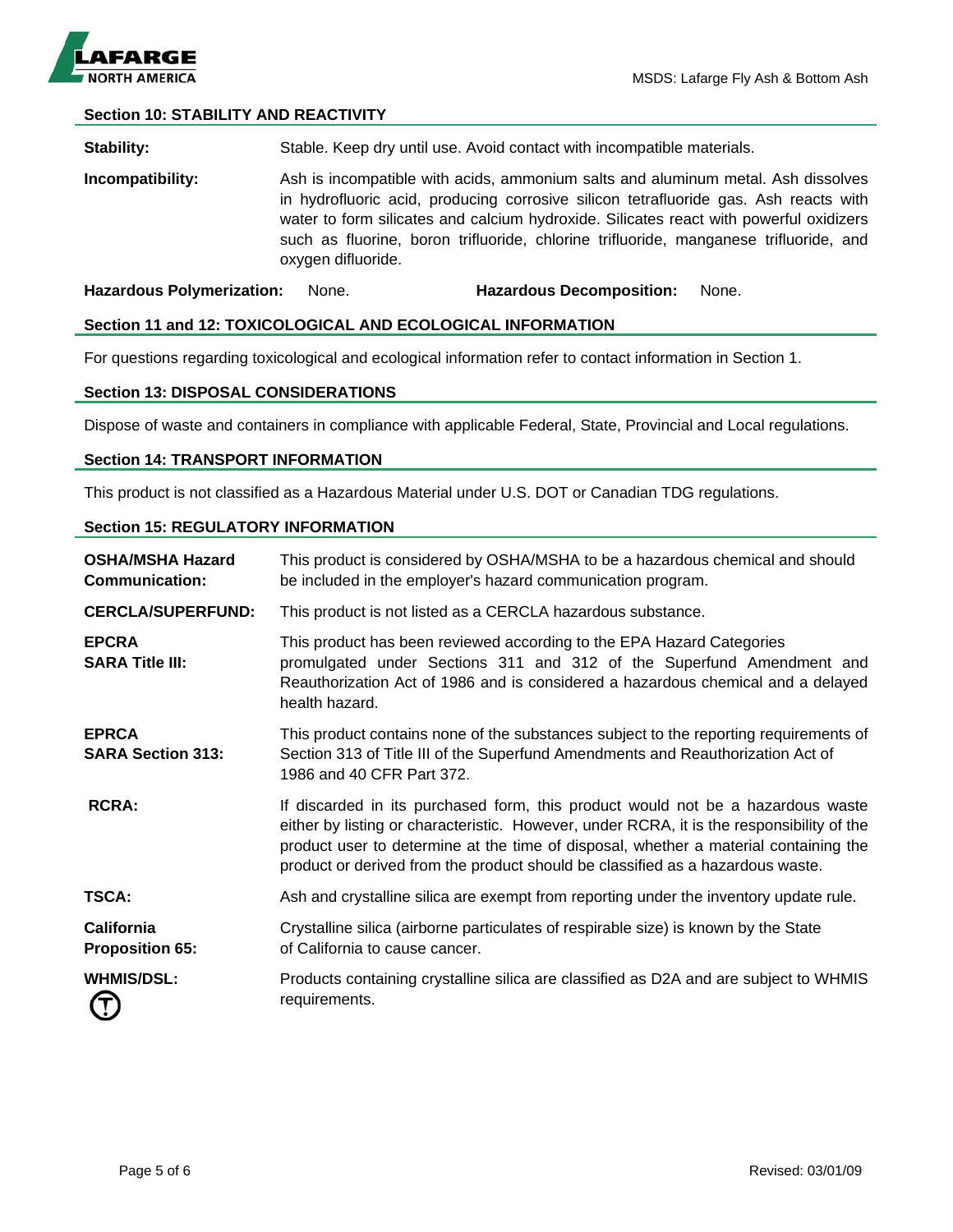## Section 10: STABILITY AND REACTIVITY

**Stability:** Stable. Keep dry until use. Avoid contact with incompatible materials.

**Incompatibility:** Ash is incompatible with acids, ammonium salts and aluminum metal. Ash dissolves in hydrofluoric acid, producing corrosive silicon tetrafluoride gas. Ash reacts with water to form silicates and calcium hydroxide. Silicates react with powerful oxidizers such as fluorine, boron trifluoride, chlorine trifluoride, manganese trifluoride, and oxygen difluoride.

**Hazardous Polymerization:** None. **Hazardous Decomposition:** None.

## Section 11 and 12: TOXICOLOGICAL AND ECOLOGICAL INFORMATION

For questions regarding toxicological and ecological information refer to contact information in Section 1.

## Section 13: DISPOSAL CONSIDERATIONS

Dispose of waste and containers in compliance with applicable Federal, State, Provincial and Local regulations.

## Section 14: TRANSPORT INFORMATION

This product is not classified as a Hazardous Material under U.S. DOT or Canadian TDG regulations.

## Section 15: REGULATORY INFORMATION

**OSHA/MSHA Hazard Communication:** This product is considered by OSHA/MSHA to be a hazardous chemical and should be included in the employer's hazard communication program.

**CERCLA/SUPERFUND:** This product is not listed as a CERCLA hazardous substance.

**EPCRA SARA Title III:** This product has been reviewed according to the EPA Hazard Categories promulgated under Sections 311 and 312 of the Superfund Amendment and Reauthorization Act of 1986 and is considered a hazardous chemical and a delayed health hazard.

**EPRCA SARA Section 313:** This product contains none of the substances subject to the reporting requirements of Section 313 of Title III of the Superfund Amendments and Reauthorization Act of 1986 and 40 CFR Part 372.

**RCRA:** If discarded in its purchased form, this product would not be a hazardous waste either by listing or characteristic. However, under RCRA, it is the responsibility of the product user to determine at the time of disposal, whether a material containing the product or derived from the product should be classified as a hazardous waste.

**TSCA:** Ash and crystalline silica are exempt from reporting under the inventory update rule.

**California Proposition 65:** Crystalline silica (airborne particulates of respirable size) is known by the State of California to cause cancer.

**WHMIS/DSL:** Products containing crystalline silica are classified as D2A and are subject to WHMIS requirements.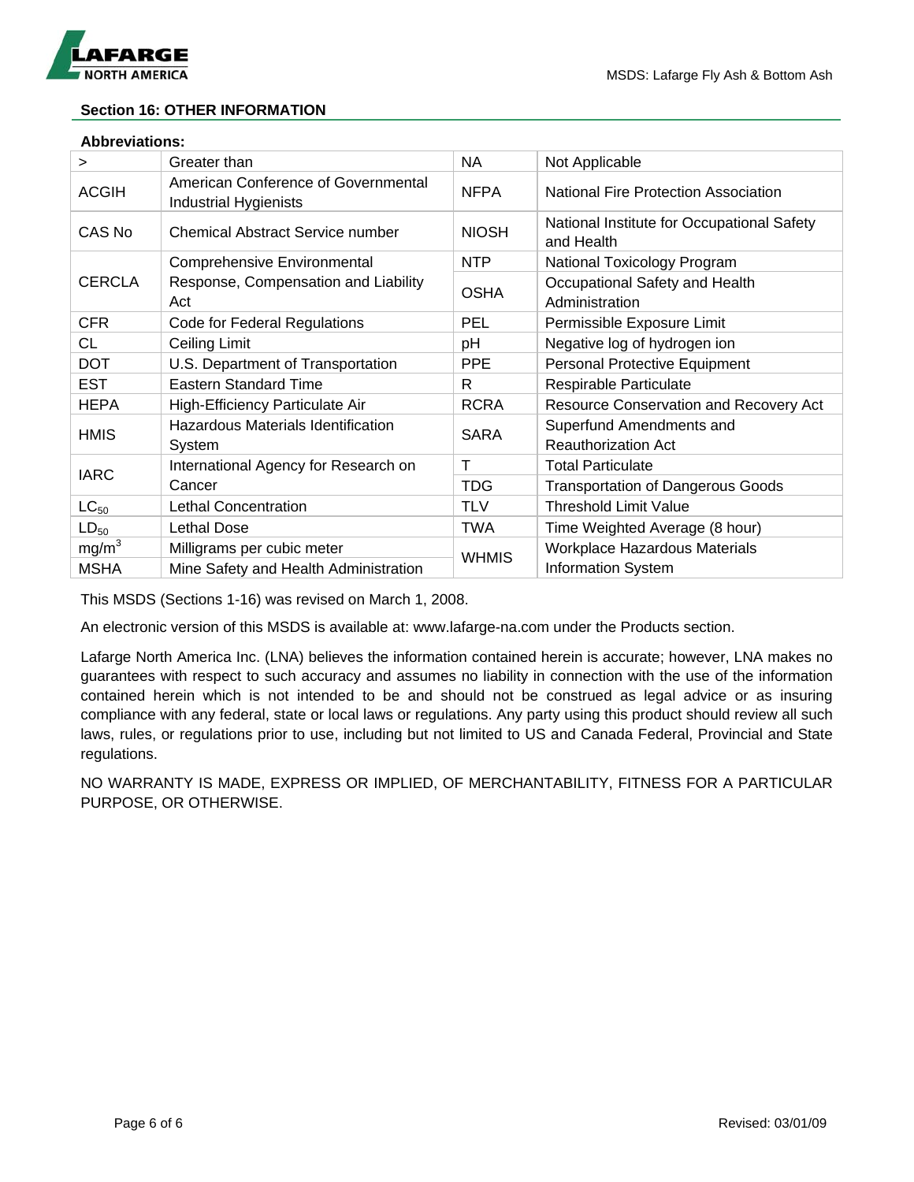## Section 16: OTHER INFORMATION

**Abbreviations:**

| | | | |
|---|---|---|---|
| > | Greater than | NA | Not Applicable |
| ACGIH | American Conference of Governmental Industrial Hygienists | NFPA | National Fire Protection Association |
| CAS No | Chemical Abstract Service number | NIOSH | National Institute for Occupational Safety and Health |
| CERCLA | Comprehensive Environmental Response, Compensation and Liability Act | NTP | National Toxicology Program |
| | | OSHA | Occupational Safety and Health Administration |
| CFR | Code for Federal Regulations | PEL | Permissible Exposure Limit |
| CL | Ceiling Limit | pH | Negative log of hydrogen ion |
| DOT | U.S. Department of Transportation | PPE | Personal Protective Equipment |
| EST | Eastern Standard Time | R | Respirable Particulate |
| HEPA | High-Efficiency Particulate Air | RCRA | Resource Conservation and Recovery Act |
| HMIS | Hazardous Materials Identification System | SARA | Superfund Amendments and Reauthorization Act |
| IARC | International Agency for Research on Cancer | T | Total Particulate |
| | | TDG | Transportation of Dangerous Goods |
| $LC_{50}$ | Lethal Concentration | TLV | Threshold Limit Value |
| $LD_{50}$ | Lethal Dose | TWA | Time Weighted Average (8 hour) |
| $mg/m^3$ | Milligrams per cubic meter | WHMIS | Workplace Hazardous Materials Information System |
| MSHA | Mine Safety and Health Administration | | |

This MSDS (Sections 1-16) was revised on March 1, 2008.

An electronic version of this MSDS is available at: www.lafarge-na.com under the Products section.

Lafarge North America Inc. (LNA) believes the information contained herein is accurate; however, LNA makes no guarantees with respect to such accuracy and assumes no liability in connection with the use of the information contained herein which is not intended to be and should not be construed as legal advice or as insuring compliance with any federal, state or local laws or regulations. Any party using this product should review all such laws, rules, or regulations prior to use, including but not limited to US and Canada Federal, Provincial and State regulations.

NO WARRANTY IS MADE, EXPRESS OR IMPLIED, OF MERCHANTABILITY, FITNESS FOR A PARTICULAR PURPOSE, OR OTHERWISE.